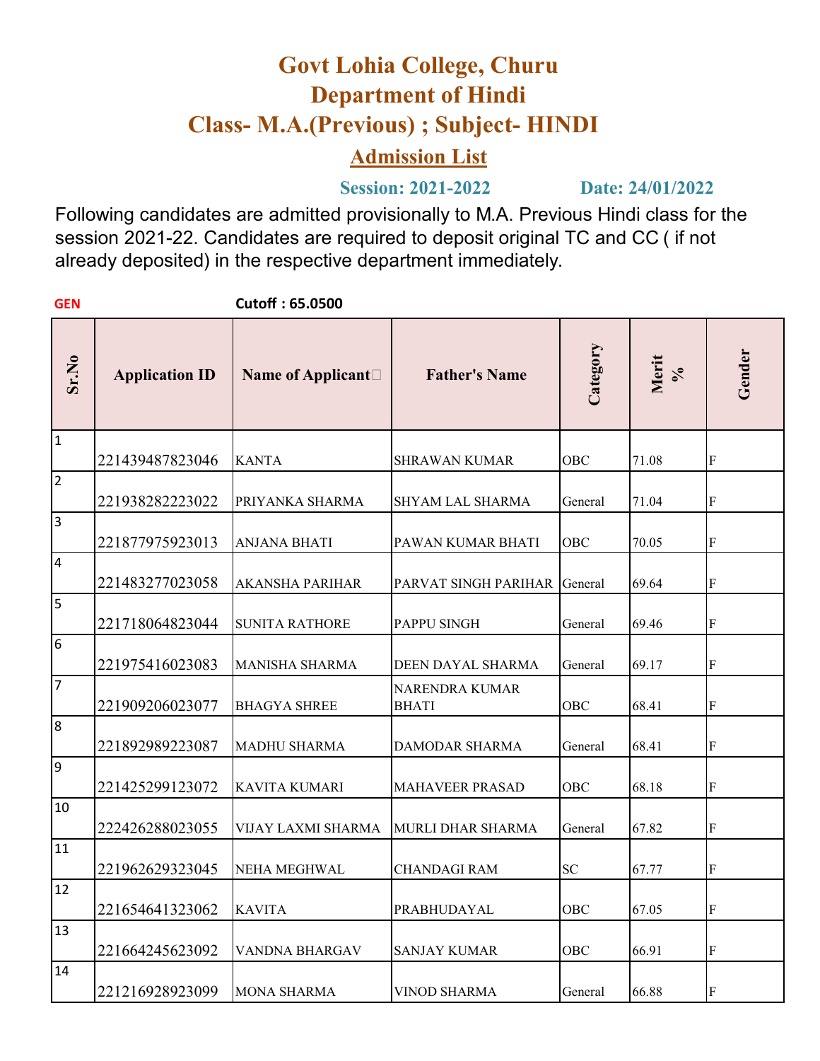# Govt Lohia College, Churu
# Department of Hindi
# Class- M.A.(Previous) ; Subject- HINDI

## Admission List

**Session: 2021-2022** **Date: 24/01/2022**

Following candidates are admitted provisionally to M.A. Previous Hindi class for the session 2021-22. Candidates are required to deposit original TC and CC ( if not already deposited) in the respective department immediately.

**GEN** **Cutoff : 65.0500**

| Sr.No | Application ID | Name of Applicant | Father's Name | Category | Merit % | Gender |
|---|---|---|---|---|---|---|
| 1 | 221439487823046 | KANTA | SHRAWAN KUMAR | OBC | 71.08 | F |
| 2 | 221938282223022 | PRIYANKA SHARMA | SHYAM LAL SHARMA | General | 71.04 | F |
| 3 | 221877975923013 | ANJANA BHATI | PAWAN KUMAR BHATI | OBC | 70.05 | F |
| 4 | 221483277023058 | AKANSHA PARIHAR | PARVAT SINGH PARIHAR | General | 69.64 | F |
| 5 | 221718064823044 | SUNITA RATHORE | PAPPU SINGH | General | 69.46 | F |
| 6 | 221975416023083 | MANISHA SHARMA | DEEN DAYAL SHARMA | General | 69.17 | F |
| 7 | 221909206023077 | BHAGYA SHREE | NARENDRA KUMAR BHATI | OBC | 68.41 | F |
| 8 | 221892989223087 | MADHU SHARMA | DAMODAR SHARMA | General | 68.41 | F |
| 9 | 221425299123072 | KAVITA KUMARI | MAHAVEER PRASAD | OBC | 68.18 | F |
| 10 | 222426288023055 | VIJAY LAXMI SHARMA | MURLI DHAR SHARMA | General | 67.82 | F |
| 11 | 221962629323045 | NEHA MEGHWAL | CHANDAGI RAM | SC | 67.77 | F |
| 12 | 221654641323062 | KAVITA | PRABHUDAYAL | OBC | 67.05 | F |
| 13 | 221664245623092 | VANDNA BHARGAV | SANJAY KUMAR | OBC | 66.91 | F |
| 14 | 221216928923099 | MONA SHARMA | VINOD SHARMA | General | 66.88 | F |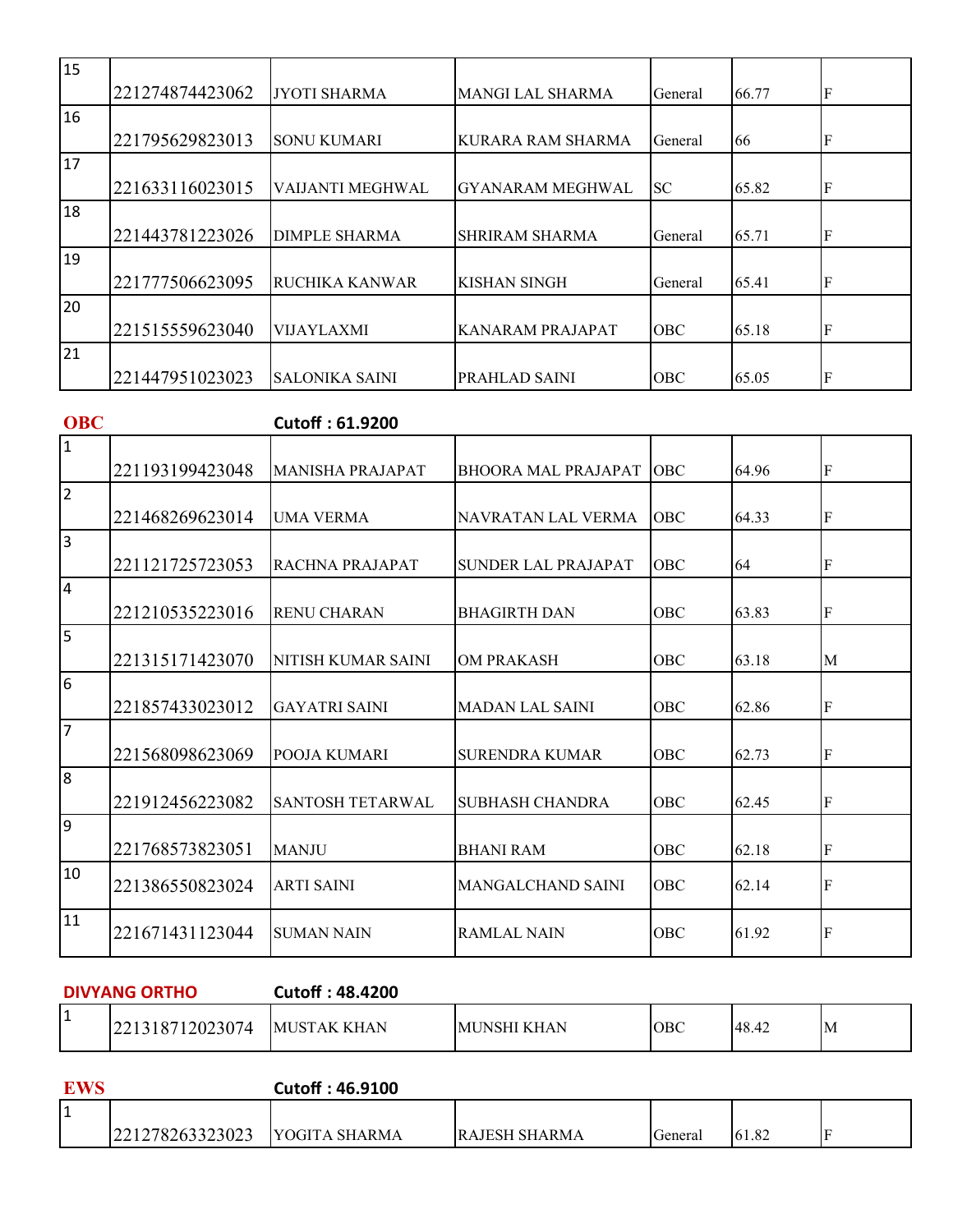| | | | | | | |
|---|---|---|---|---|---|---|
| 15 | 221274874423062 | JYOTI SHARMA | MANGI LAL SHARMA | General | 66.77 | F |
| 16 | 221795629823013 | SONU KUMARI | KURARA RAM SHARMA | General | 66 | F |
| 17 | 221633116023015 | VAIJANTI MEGHWAL | GYANARAM MEGHWAL | SC | 65.82 | F |
| 18 | 221443781223026 | DIMPLE SHARMA | SHRIRAM SHARMA | General | 65.71 | F |
| 19 | 221777506623095 | RUCHIKA KANWAR | KISHAN SINGH | General | 65.41 | F |
| 20 | 221515559623040 | VIJAYLAXMI | KANARAM PRAJAPAT | OBC | 65.18 | F |
| 21 | 221447951023023 | SALONIKA SAINI | PRAHLAD SAINI | OBC | 65.05 | F |

**OBC** **Cutoff : 61.9200**

| | | | | | | |
|---|---|---|---|---|---|---|
| 1 | 221193199423048 | MANISHA PRAJAPAT | BHOORA MAL PRAJAPAT | OBC | 64.96 | F |
| 2 | 221468269623014 | UMA VERMA | NAVRATAN LAL VERMA | OBC | 64.33 | F |
| 3 | 221121725723053 | RACHNA PRAJAPAT | SUNDER LAL PRAJAPAT | OBC | 64 | F |
| 4 | 221210535223016 | RENU CHARAN | BHAGIRTH DAN | OBC | 63.83 | F |
| 5 | 221315171423070 | NITISH KUMAR SAINI | OM PRAKASH | OBC | 63.18 | M |
| 6 | 221857433023012 | GAYATRI SAINI | MADAN LAL SAINI | OBC | 62.86 | F |
| 7 | 221568098623069 | POOJA KUMARI | SURENDRA KUMAR | OBC | 62.73 | F |
| 8 | 221912456223082 | SANTOSH TETARWAL | SUBHASH CHANDRA | OBC | 62.45 | F |
| 9 | 221768573823051 | MANJU | BHANI RAM | OBC | 62.18 | F |
| 10 | 221386550823024 | ARTI SAINI | MANGALCHAND SAINI | OBC | 62.14 | F |
| 11 | 221671431123044 | SUMAN NAIN | RAMLAL NAIN | OBC | 61.92 | F |

**DIVYANG ORTHO** **Cutoff : 48.4200**

| | | | | | | |
|---|---|---|---|---|---|---|
| 1 | 221318712023074 | MUSTAK KHAN | MUNSHI KHAN | OBC | 48.42 | M |

**EWS** **Cutoff : 46.9100**

| | | | | | | |
|---|---|---|---|---|---|---|
| 1 | 221278263323023 | YOGITA SHARMA | RAJESH SHARMA | General | 61.82 | F |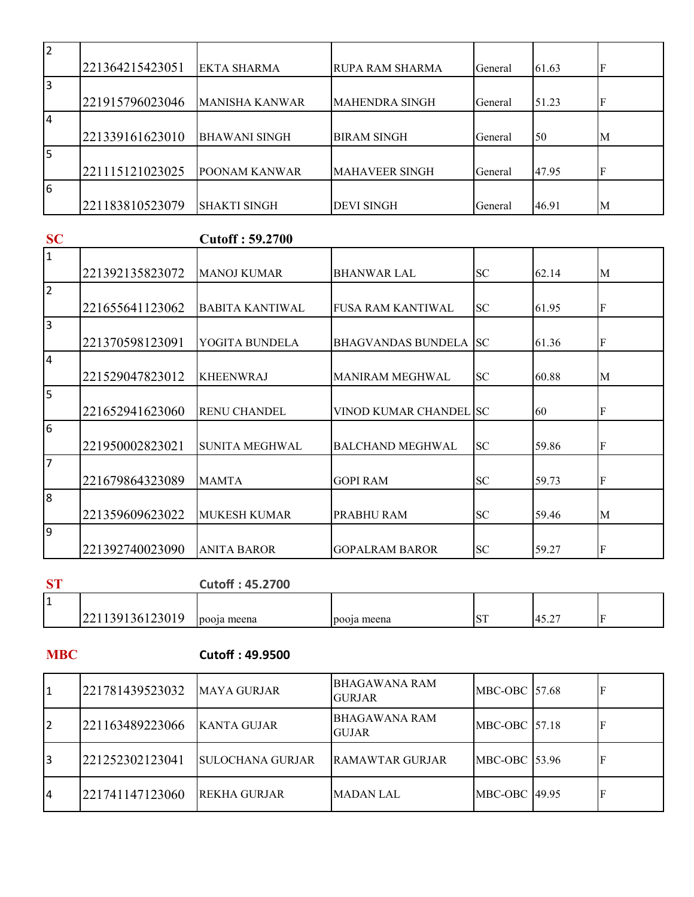| | | | | | | |
|---|---|---|---|---|---|---|
| 2 | 221364215423051 | EKTA SHARMA | RUPA RAM SHARMA | General | 61.63 | F |
| 3 | 221915796023046 | MANISHA KANWAR | MAHENDRA SINGH | General | 51.23 | F |
| 4 | 221339161623010 | BHAWANI SINGH | BIRAM SINGH | General | 50 | M |
| 5 | 221115121023025 | POONAM KANWAR | MAHAVEER SINGH | General | 47.95 | F |
| 6 | 221183810523079 | SHAKTI SINGH | DEVI SINGH | General | 46.91 | M |

**SC** **Cutoff : 59.2700**

| | | | | | | |
|---|---|---|---|---|---|---|
| 1 | 221392135823072 | MANOJ KUMAR | BHANWAR LAL | SC | 62.14 | M |
| 2 | 221655641123062 | BABITA KANTIWAL | FUSA RAM KANTIWAL | SC | 61.95 | F |
| 3 | 221370598123091 | YOGITA BUNDELA | BHAGVANDAS BUNDELA | SC | 61.36 | F |
| 4 | 221529047823012 | KHEENWRAJ | MANIRAM MEGHWAL | SC | 60.88 | M |
| 5 | 221652941623060 | RENU CHANDEL | VINOD KUMAR CHANDEL | SC | 60 | F |
| 6 | 221950002823021 | SUNITA MEGHWAL | BALCHAND MEGHWAL | SC | 59.86 | F |
| 7 | 221679864323089 | MAMTA | GOPI RAM | SC | 59.73 | F |
| 8 | 221359609623022 | MUKESH KUMAR | PRABHU RAM | SC | 59.46 | M |
| 9 | 221392740023090 | ANITA BAROR | GOPALRAM BAROR | SC | 59.27 | F |

**ST** **Cutoff : 45.2700**

| | | | | | | |
|---|---|---|---|---|---|---|
| 1 | 221139136123019 | pooja meena | pooja meena | ST | 45.27 | F |

**MBC** **Cutoff : 49.9500**

| | | | | | | |
|---|---|---|---|---|---|---|
| 1 | 221781439523032 | MAYA GURJAR | BHAGAWANA RAM GURJAR | MBC-OBC | 57.68 | F |
| 2 | 221163489223066 | KANTA GUJAR | BHAGAWANA RAM GUJAR | MBC-OBC | 57.18 | F |
| 3 | 221252302123041 | SULOCHANA GURJAR | RAMAWTAR GURJAR | MBC-OBC | 53.96 | F |
| 4 | 221741147123060 | REKHA GURJAR | MADAN LAL | MBC-OBC | 49.95 | F |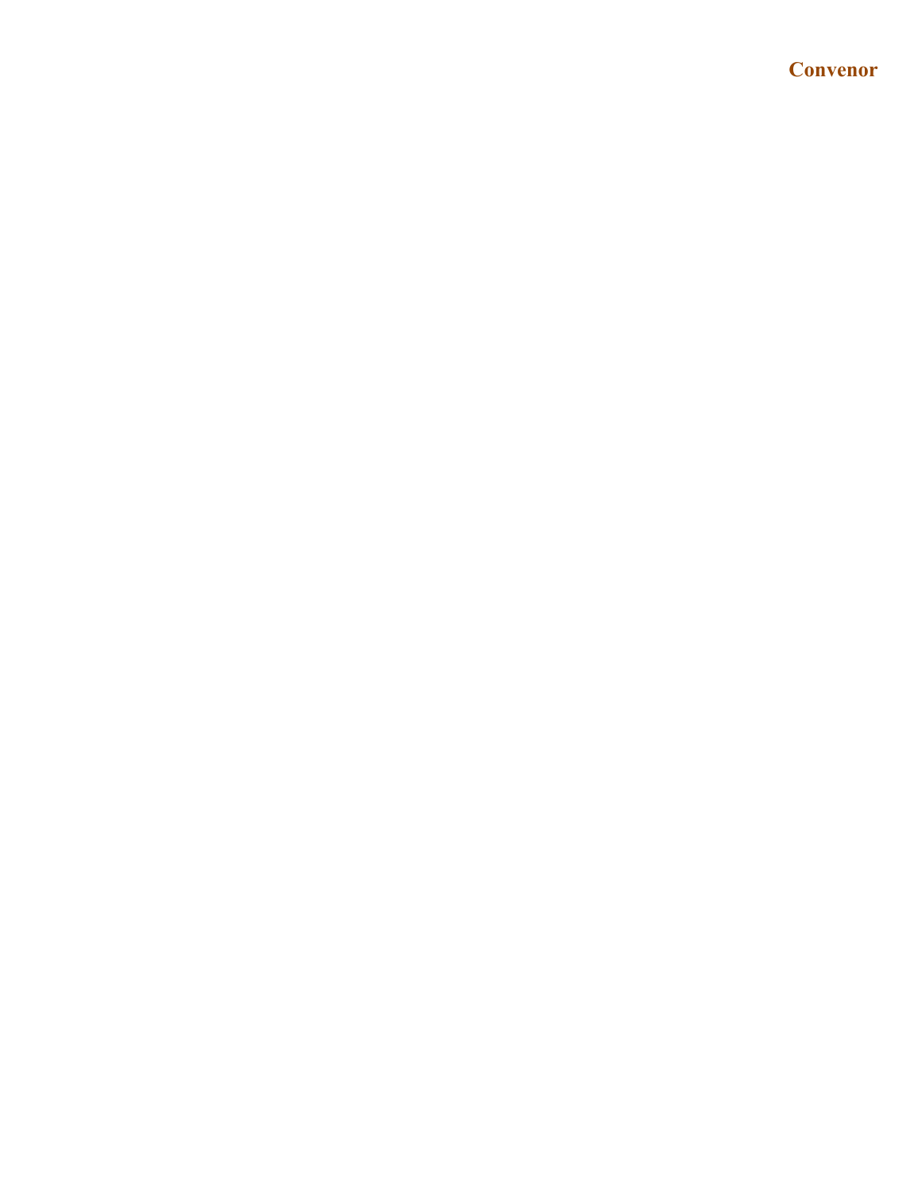**Convenor**